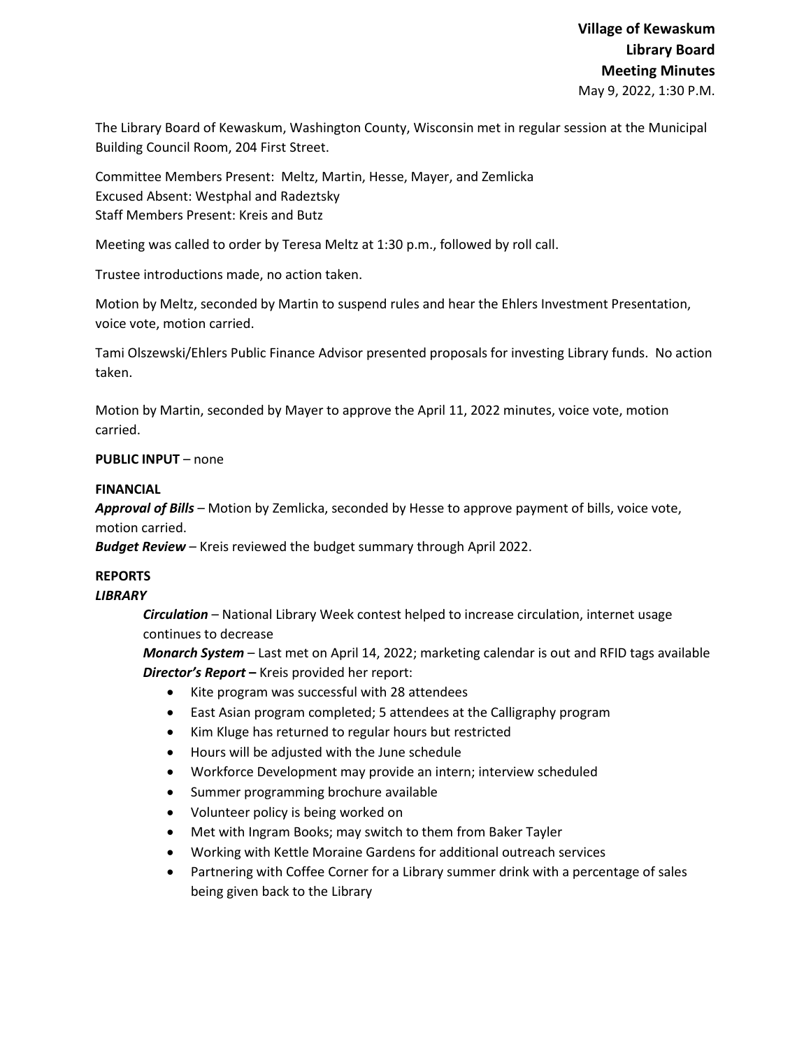**Village of Kewaskum**
**Library Board**
**Meeting Minutes**
May 9, 2022, 1:30 P.M.

The Library Board of Kewaskum, Washington County, Wisconsin met in regular session at the Municipal Building Council Room, 204 First Street.

Committee Members Present: Meltz, Martin, Hesse, Mayer, and Zemlicka
Excused Absent: Westphal and Radeztsky
Staff Members Present: Kreis and Butz

Meeting was called to order by Teresa Meltz at 1:30 p.m., followed by roll call.

Trustee introductions made, no action taken.

Motion by Meltz, seconded by Martin to suspend rules and hear the Ehlers Investment Presentation, voice vote, motion carried.

Tami Olszewski/Ehlers Public Finance Advisor presented proposals for investing Library funds. No action taken.

Motion by Martin, seconded by Mayer to approve the April 11, 2022 minutes, voice vote, motion carried.

**PUBLIC INPUT** – none

**FINANCIAL**

***Approval of Bills*** – Motion by Zemlicka, seconded by Hesse to approve payment of bills, voice vote, motion carried.

***Budget Review*** – Kreis reviewed the budget summary through April 2022.

**REPORTS**

***LIBRARY***

***Circulation*** – National Library Week contest helped to increase circulation, internet usage continues to decrease

***Monarch System*** – Last met on April 14, 2022; marketing calendar is out and RFID tags available

***Director's Report –*** Kreis provided her report:

- Kite program was successful with 28 attendees
- East Asian program completed; 5 attendees at the Calligraphy program
- Kim Kluge has returned to regular hours but restricted
- Hours will be adjusted with the June schedule
- Workforce Development may provide an intern; interview scheduled
- Summer programming brochure available
- Volunteer policy is being worked on
- Met with Ingram Books; may switch to them from Baker Tayler
- Working with Kettle Moraine Gardens for additional outreach services
- Partnering with Coffee Corner for a Library summer drink with a percentage of sales being given back to the Library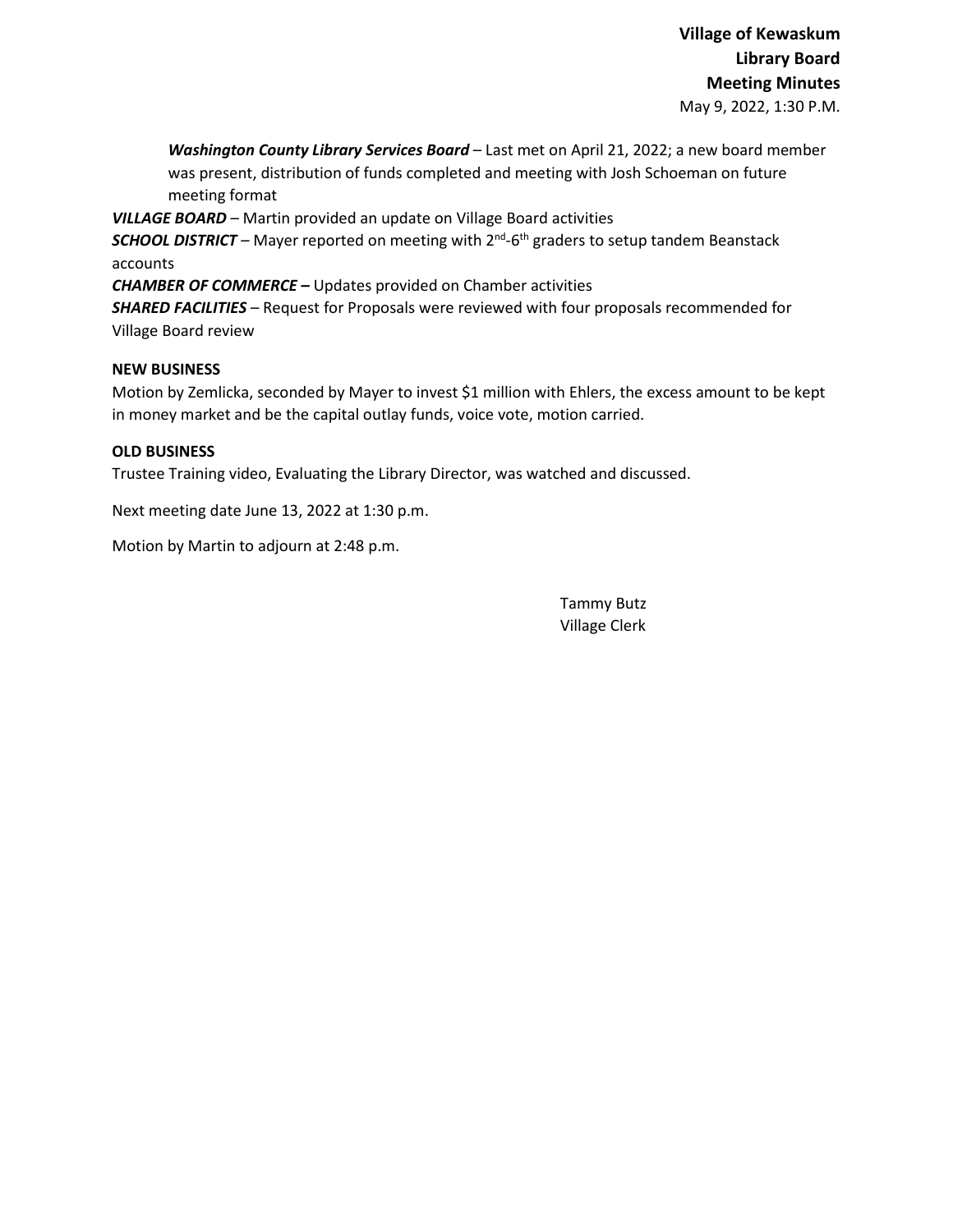**Village of Kewaskum**
**Library Board**
**Meeting Minutes**
May 9, 2022, 1:30 P.M.

***Washington County Library Services Board*** – Last met on April 21, 2022; a new board member was present, distribution of funds completed and meeting with Josh Schoeman on future meeting format

***VILLAGE BOARD*** – Martin provided an update on Village Board activities

***SCHOOL DISTRICT*** – Mayer reported on meeting with 2nd-6th graders to setup tandem Beanstack accounts

***CHAMBER OF COMMERCE –*** Updates provided on Chamber activities

***SHARED FACILITIES*** – Request for Proposals were reviewed with four proposals recommended for Village Board review

**NEW BUSINESS**

Motion by Zemlicka, seconded by Mayer to invest $1 million with Ehlers, the excess amount to be kept in money market and be the capital outlay funds, voice vote, motion carried.

**OLD BUSINESS**

Trustee Training video, Evaluating the Library Director, was watched and discussed.

Next meeting date June 13, 2022 at 1:30 p.m.

Motion by Martin to adjourn at 2:48 p.m.

Tammy Butz
Village Clerk